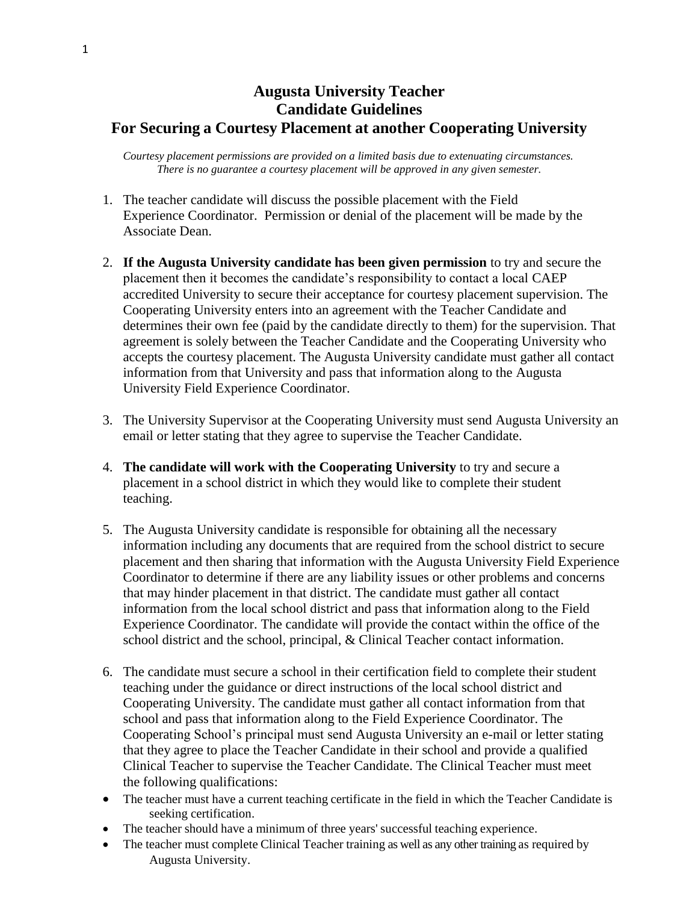# Augusta University Teacher Candidate Guidelines For Securing a Courtesy Placement at another Cooperating University

*Courtesy placement permissions are provided on a limited basis due to extenuating circumstances. There is no guarantee a courtesy placement will be approved in any given semester.*

1. The teacher candidate will discuss the possible placement with the Field Experience Coordinator. Permission or denial of the placement will be made by the Associate Dean.

2. **If the Augusta University candidate has been given permission** to try and secure the placement then it becomes the candidate's responsibility to contact a local CAEP accredited University to secure their acceptance for courtesy placement supervision. The Cooperating University enters into an agreement with the Teacher Candidate and determines their own fee (paid by the candidate directly to them) for the supervision. That agreement is solely between the Teacher Candidate and the Cooperating University who accepts the courtesy placement. The Augusta University candidate must gather all contact information from that University and pass that information along to the Augusta University Field Experience Coordinator.

3. The University Supervisor at the Cooperating University must send Augusta University an email or letter stating that they agree to supervise the Teacher Candidate.

4. **The candidate will work with the Cooperating University** to try and secure a placement in a school district in which they would like to complete their student teaching.

5. The Augusta University candidate is responsible for obtaining all the necessary information including any documents that are required from the school district to secure placement and then sharing that information with the Augusta University Field Experience Coordinator to determine if there are any liability issues or other problems and concerns that may hinder placement in that district. The candidate must gather all contact information from the local school district and pass that information along to the Field Experience Coordinator. The candidate will provide the contact within the office of the school district and the school, principal, & Clinical Teacher contact information.

6. The candidate must secure a school in their certification field to complete their student teaching under the guidance or direct instructions of the local school district and Cooperating University. The candidate must gather all contact information from that school and pass that information along to the Field Experience Coordinator. The Cooperating School's principal must send Augusta University an e-mail or letter stating that they agree to place the Teacher Candidate in their school and provide a qualified Clinical Teacher to supervise the Teacher Candidate. The Clinical Teacher must meet the following qualifications:

- The teacher must have a current teaching certificate in the field in which the Teacher Candidate is seeking certification.
- The teacher should have a minimum of three years' successful teaching experience.
- The teacher must complete Clinical Teacher training as well as any other training as required by Augusta University.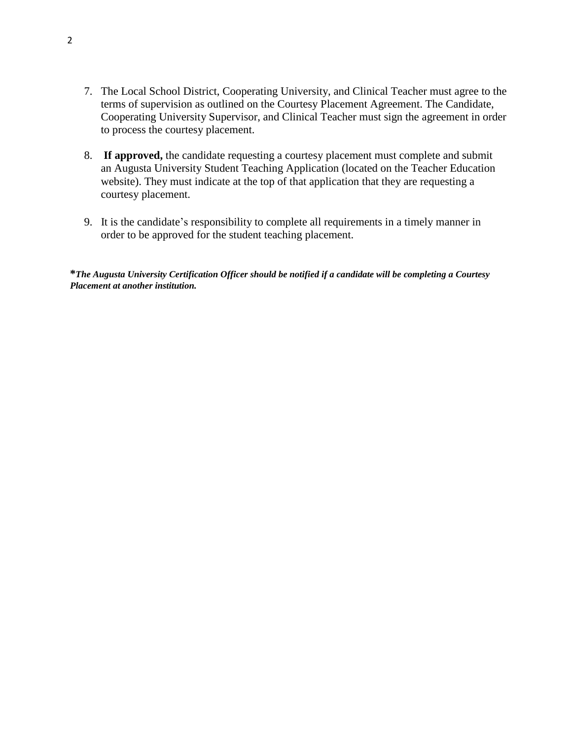7. The Local School District, Cooperating University, and Clinical Teacher must agree to the terms of supervision as outlined on the Courtesy Placement Agreement. The Candidate, Cooperating University Supervisor, and Clinical Teacher must sign the agreement in order to process the courtesy placement.

8. **If approved,** the candidate requesting a courtesy placement must complete and submit an Augusta University Student Teaching Application (located on the Teacher Education website). They must indicate at the top of that application that they are requesting a courtesy placement.

9. It is the candidate's responsibility to complete all requirements in a timely manner in order to be approved for the student teaching placement.

***The Augusta University Certification Officer should be notified if a candidate will be completing a Courtesy Placement at another institution.***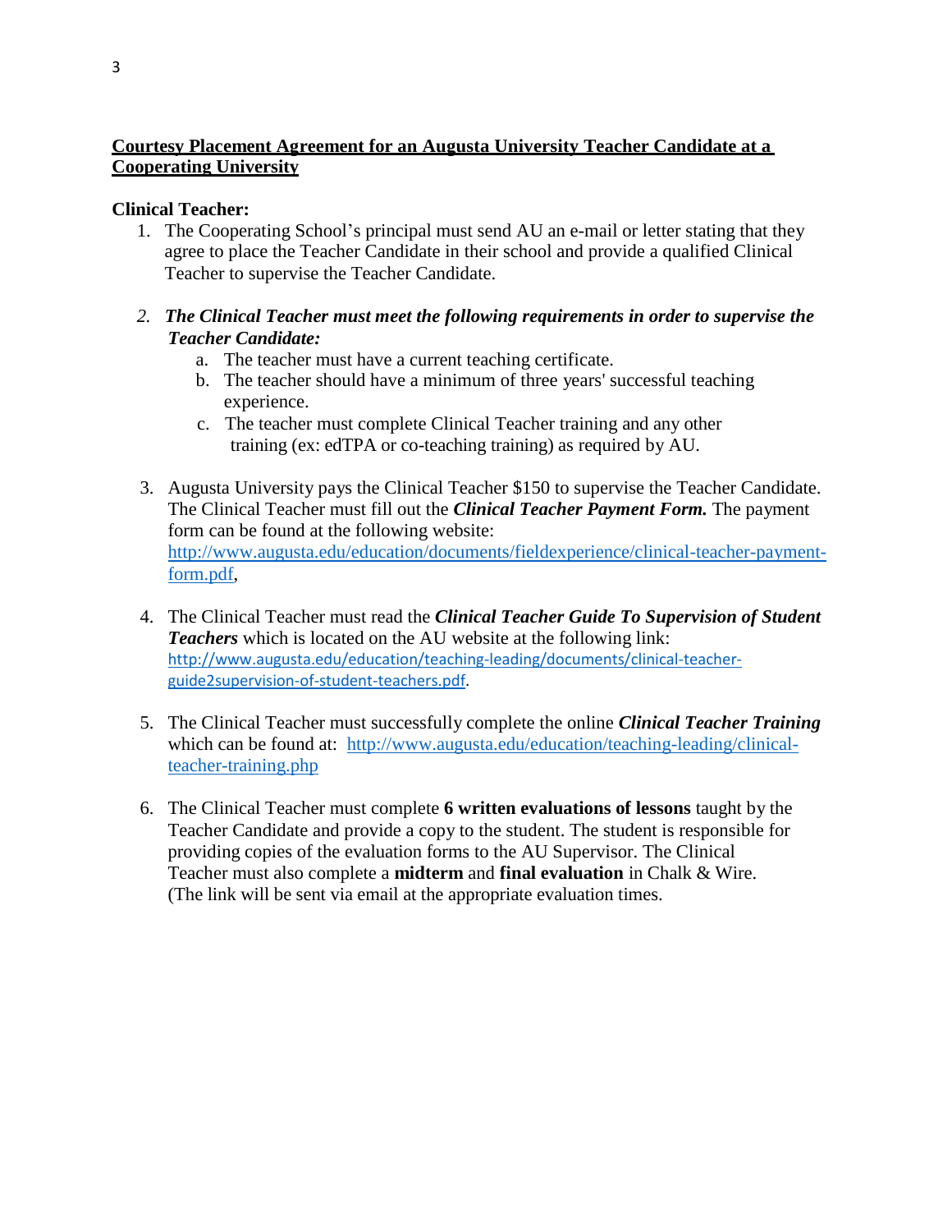## Courtesy Placement Agreement for an Augusta University Teacher Candidate at a Cooperating University

**Clinical Teacher:**

1. The Cooperating School's principal must send AU an e-mail or letter stating that they agree to place the Teacher Candidate in their school and provide a qualified Clinical Teacher to supervise the Teacher Candidate.

2. ***The Clinical Teacher must meet the following requirements in order to supervise the Teacher Candidate:***
   a. The teacher must have a current teaching certificate.
   b. The teacher should have a minimum of three years' successful teaching experience.
   c. The teacher must complete Clinical Teacher training and any other training (ex: edTPA or co-teaching training) as required by AU.

3. Augusta University pays the Clinical Teacher $150 to supervise the Teacher Candidate. The Clinical Teacher must fill out the ***Clinical Teacher Payment Form.*** The payment form can be found at the following website: http://www.augusta.edu/education/documents/fieldexperience/clinical-teacher-payment-form.pdf,

4. The Clinical Teacher must read the ***Clinical Teacher Guide To Supervision of Student Teachers*** which is located on the AU website at the following link: http://www.augusta.edu/education/teaching-leading/documents/clinical-teacher-guide2supervision-of-student-teachers.pdf.

5. The Clinical Teacher must successfully complete the online ***Clinical Teacher Training*** which can be found at: http://www.augusta.edu/education/teaching-leading/clinical-teacher-training.php

6. The Clinical Teacher must complete **6 written evaluations of lessons** taught by the Teacher Candidate and provide a copy to the student. The student is responsible for providing copies of the evaluation forms to the AU Supervisor. The Clinical Teacher must also complete a **midterm** and **final evaluation** in Chalk & Wire. (The link will be sent via email at the appropriate evaluation times.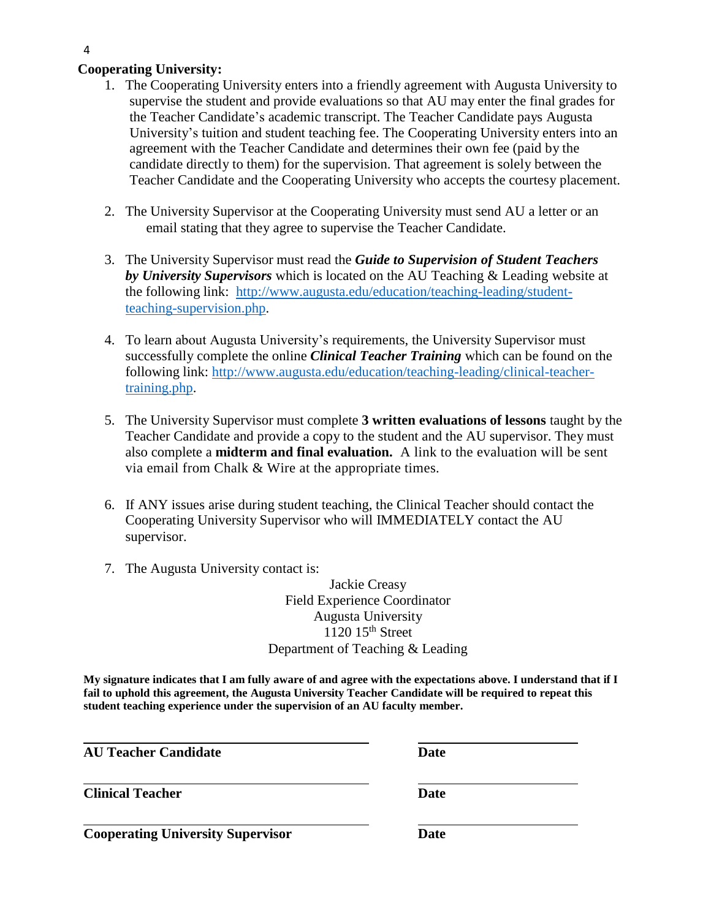**Cooperating University:**

1. The Cooperating University enters into a friendly agreement with Augusta University to supervise the student and provide evaluations so that AU may enter the final grades for the Teacher Candidate's academic transcript. The Teacher Candidate pays Augusta University's tuition and student teaching fee. The Cooperating University enters into an agreement with the Teacher Candidate and determines their own fee (paid by the candidate directly to them) for the supervision. That agreement is solely between the Teacher Candidate and the Cooperating University who accepts the courtesy placement.

2. The University Supervisor at the Cooperating University must send AU a letter or an email stating that they agree to supervise the Teacher Candidate.

3. The University Supervisor must read the ***Guide to Supervision of Student Teachers by University Supervisors*** which is located on the AU Teaching & Leading website at the following link: [http://www.augusta.edu/education/teaching-leading/student-teaching-supervision.php](http://www.augusta.edu/education/teaching-leading/student-teaching-supervision.php).

4. To learn about Augusta University's requirements, the University Supervisor must successfully complete the online ***Clinical Teacher Training*** which can be found on the following link: [http://www.augusta.edu/education/teaching-leading/clinical-teacher-training.php](http://www.augusta.edu/education/teaching-leading/clinical-teacher-training.php).

5. The University Supervisor must complete **3 written evaluations of lessons** taught by the Teacher Candidate and provide a copy to the student and the AU supervisor. They must also complete a **midterm and final evaluation.** A link to the evaluation will be sent via email from Chalk & Wire at the appropriate times.

6. If ANY issues arise during student teaching, the Clinical Teacher should contact the Cooperating University Supervisor who will IMMEDIATELY contact the AU supervisor.

7. The Augusta University contact is:

   Jackie Creasy
   Field Experience Coordinator
   Augusta University
   1120 15th Street
   Department of Teaching & Leading

**My signature indicates that I am fully aware of and agree with the expectations above. I understand that if I fail to uphold this agreement, the Augusta University Teacher Candidate will be required to repeat this student teaching experience under the supervision of an AU faculty member.**

| | |
|---|---|
| ______________________________ | ______________ |
| **AU Teacher Candidate** | **Date** |
| ______________________________ | ______________ |
| **Clinical Teacher** | **Date** |
| ______________________________ | ______________ |
| **Cooperating University Supervisor** | **Date** |